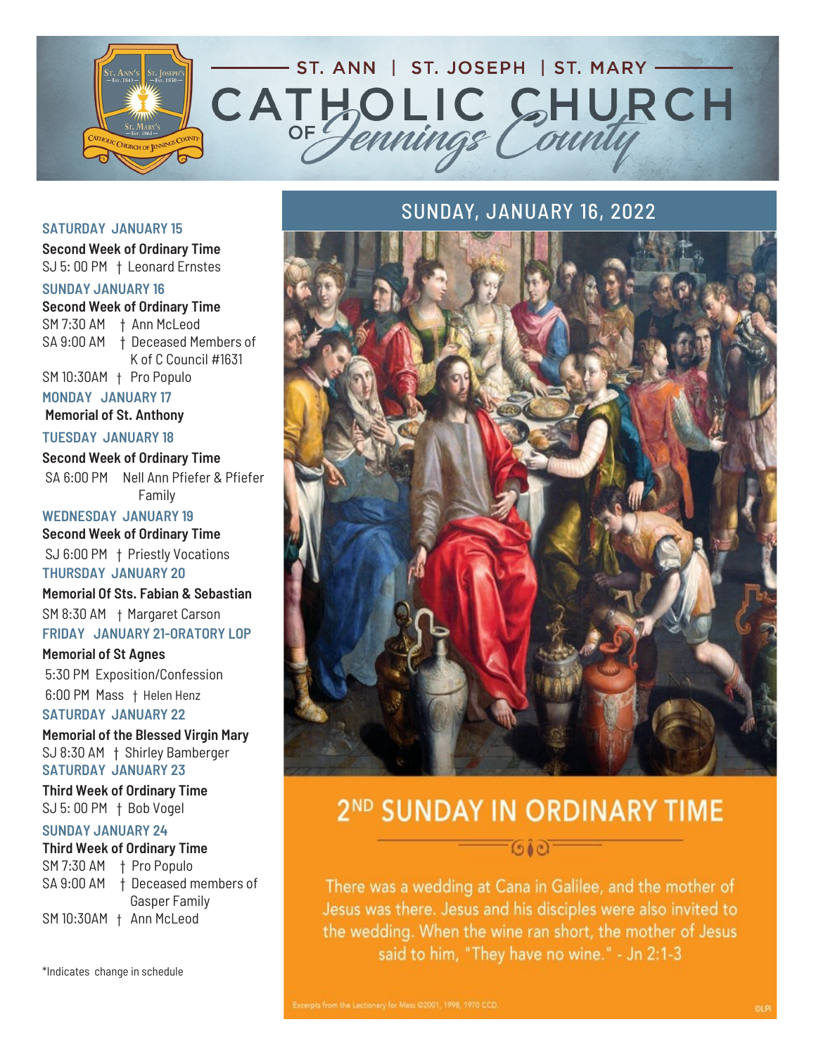ST. ANN | ST. JOSEPH | ST. MARY

# CATHOLIC CHURCH OF Jennings County

## SUNDAY, JANUARY 16, 2022

# 2ND SUNDAY IN ORDINARY TIME

There was a wedding at Cana in Galilee, and the mother of Jesus was there. Jesus and his disciples were also invited to the wedding. When the wine ran short, the mother of Jesus said to him, "They have no wine." - Jn 2:1-3

Excerpts from the Lectionary for Mass ©2001, 1998, 1970 CCD.

**SATURDAY JANUARY 15**

**Second Week of Ordinary Time**

SJ 5: 00 PM † Leonard Ernstes

**SUNDAY JANUARY 16**

**Second Week of Ordinary Time**

SM 7:30 AM † Ann McLeod

SA 9:00 AM † Deceased Members of K of C Council #1631

SM 10:30AM † Pro Populo

**MONDAY JANUARY 17**

**Memorial of St. Anthony**

**TUESDAY JANUARY 18**

**Second Week of Ordinary Time**

SA 6:00 PM Nell Ann Pfiefer & Pfiefer Family

**WEDNESDAY JANUARY 19**

**Second Week of Ordinary Time**

SJ 6:00 PM † Priestly Vocations

**THURSDAY JANUARY 20**

**Memorial Of Sts. Fabian & Sebastian**

SM 8:30 AM † Margaret Carson

**FRIDAY JANUARY 21-ORATORY LOP**

**Memorial of St Agnes**

5:30 PM Exposition/Confession

6:00 PM Mass † Helen Henz

**SATURDAY JANUARY 22**

**Memorial of the Blessed Virgin Mary**

SJ 8:30 AM † Shirley Bamberger

**SATURDAY JANUARY 23**

**Third Week of Ordinary Time**

SJ 5: 00 PM † Bob Vogel

**SUNDAY JANUARY 24**

**Third Week of Ordinary Time**

SM 7:30 AM † Pro Populo

SA 9:00 AM † Deceased members of Gasper Family

SM 10:30AM † Ann McLeod

*Indicates change in schedule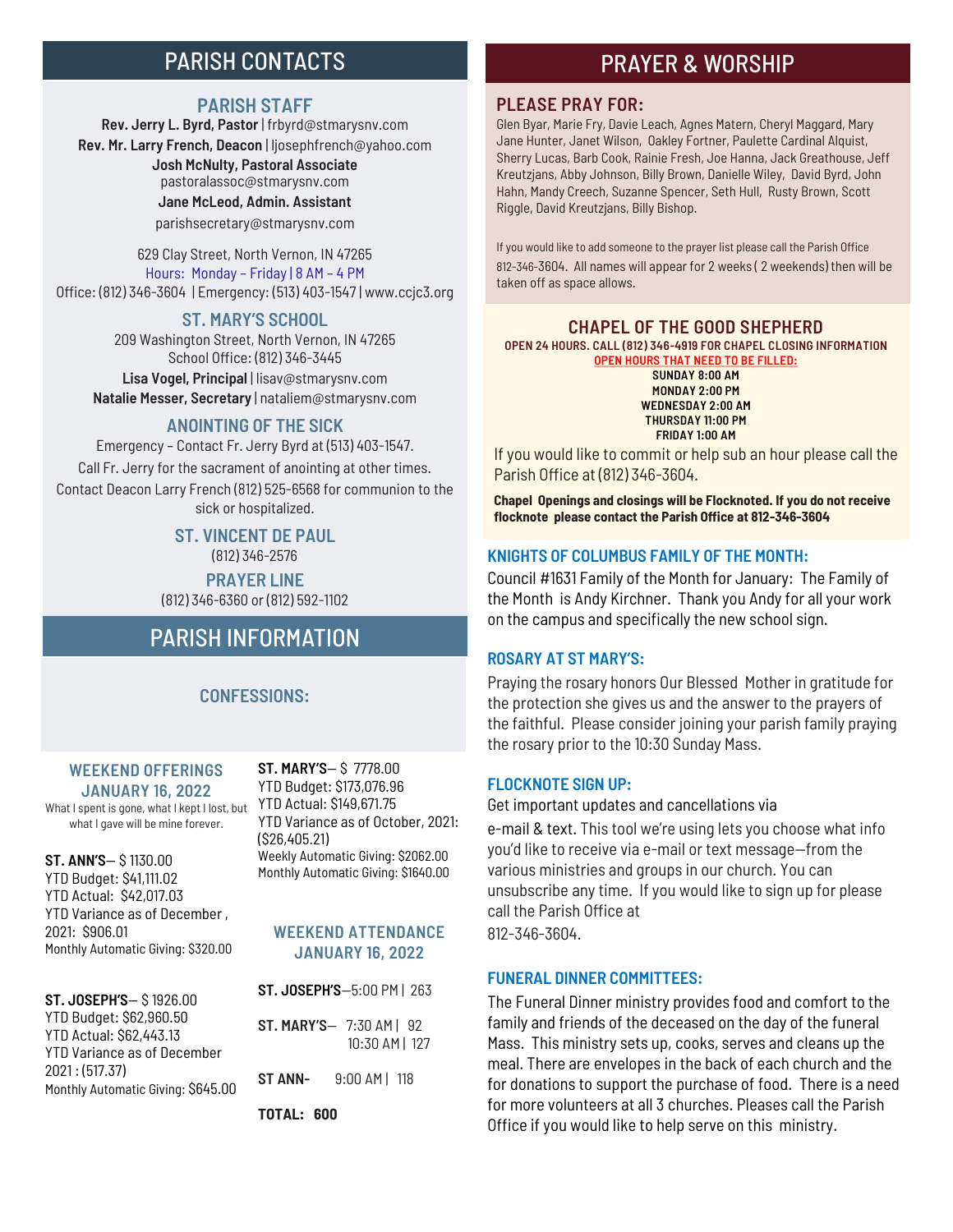# PARISH CONTACTS

## PARISH STAFF

**Rev. Jerry L. Byrd, Pastor** | frbyrd@stmarysnv.com
**Rev. Mr. Larry French, Deacon** | ljosephfrench@yahoo.com
**Josh McNulty, Pastoral Associate**
pastoralassoc@stmarysnv.com
**Jane McLeod, Admin. Assistant**
parishsecretary@stmarysnv.com

629 Clay Street, North Vernon, IN 47265
Hours: Monday – Friday | 8 AM – 4 PM
Office: (812) 346-3604 | Emergency: (513) 403-1547 | www.ccjc3.org

## ST. MARY'S SCHOOL

209 Washington Street, North Vernon, IN 47265
School Office: (812) 346-3445
**Lisa Vogel, Principal** | lisav@stmarysnv.com
**Natalie Messer, Secretary** | nataliem@stmarysnv.com

## ANOINTING OF THE SICK

Emergency – Contact Fr. Jerry Byrd at (513) 403-1547.
Call Fr. Jerry for the sacrament of anointing at other times.
Contact Deacon Larry French (812) 525-6568 for communion to the sick or hospitalized.

## ST. VINCENT DE PAUL

(812) 346-2576

## PRAYER LINE

(812) 346-6360 or (812) 592-1102

# PARISH INFORMATION

## CONFESSIONS:

## WEEKEND OFFERINGS JANUARY 16, 2022

What I spent is gone, what I kept I lost, but what I gave will be mine forever.

**ST. ANN'S**— $ 1130.00
YTD Budget: $41,111.02
YTD Actual: $42,017.03
YTD Variance as of December , 2021: $906.01
Monthly Automatic Giving: $320.00

**ST. JOSEPH'S**— $ 1926.00
YTD Budget: $62,960.50
YTD Actual: $62,443.13
YTD Variance as of December 2021 : (517.37)
Monthly Automatic Giving: $645.00

**ST. MARY'S**— $ 7778.00
YTD Budget: $173,076.96
YTD Actual: $149,671.75
YTD Variance as of October, 2021: ($26,405.21)
Weekly Automatic Giving: $2062.00
Monthly Automatic Giving: $1640.00

## WEEKEND ATTENDANCE JANUARY 16, 2022

**ST. JOSEPH'S**—5:00 PM | 263

**ST. MARY'S**— 7:30 AM | 92
10:30 AM | 127

**ST ANN-** 9:00 AM | 118

**TOTAL: 600**

# PRAYER & WORSHIP

## PLEASE PRAY FOR:

Glen Byar, Marie Fry, Davie Leach, Agnes Matern, Cheryl Maggard, Mary Jane Hunter, Janet Wilson, Oakley Fortner, Paulette Cardinal Alquist, Sherry Lucas, Barb Cook, Rainie Fresh, Joe Hanna, Jack Greathouse, Jeff Kreutzjans, Abby Johnson, Billy Brown, Danielle Wiley, David Byrd, John Hahn, Mandy Creech, Suzanne Spencer, Seth Hull, Rusty Brown, Scott Riggle, David Kreutzjans, Billy Bishop.

If you would like to add someone to the prayer list please call the Parish Office 812-346-3604. All names will appear for 2 weeks ( 2 weekends) then will be taken off as space allows.

## CHAPEL OF THE GOOD SHEPHERD

**OPEN 24 HOURS. CALL (812) 346-4919 FOR CHAPEL CLOSING INFORMATION**
**OPEN HOURS THAT NEED TO BE FILLED:**
**SUNDAY 8:00 AM**
**MONDAY 2:00 PM**
**WEDNESDAY 2:00 AM**
**THURSDAY 11:00 PM**
**FRIDAY 1:00 AM**

If you would like to commit or help sub an hour please call the Parish Office at (812) 346-3604.

**Chapel Openings and closings will be Flocknoted. If you do not receive flocknote please contact the Parish Office at 812-346-3604**

## KNIGHTS OF COLUMBUS FAMILY OF THE MONTH:

Council #1631 Family of the Month for January: The Family of the Month is Andy Kirchner. Thank you Andy for all your work on the campus and specifically the new school sign.

## ROSARY AT ST MARY'S:

Praying the rosary honors Our Blessed Mother in gratitude for the protection she gives us and the answer to the prayers of the faithful. Please consider joining your parish family praying the rosary prior to the 10:30 Sunday Mass.

## FLOCKNOTE SIGN UP:

Get important updates and cancellations via e-mail & text. This tool we're using lets you choose what info you'd like to receive via e-mail or text message—from the various ministries and groups in our church. You can unsubscribe any time. If you would like to sign up for please call the Parish Office at 812-346-3604.

## FUNERAL DINNER COMMITTEES:

The Funeral Dinner ministry provides food and comfort to the family and friends of the deceased on the day of the funeral Mass. This ministry sets up, cooks, serves and cleans up the meal. There are envelopes in the back of each church and the for donations to support the purchase of food. There is a need for more volunteers at all 3 churches. Pleases call the Parish Office if you would like to help serve on this ministry.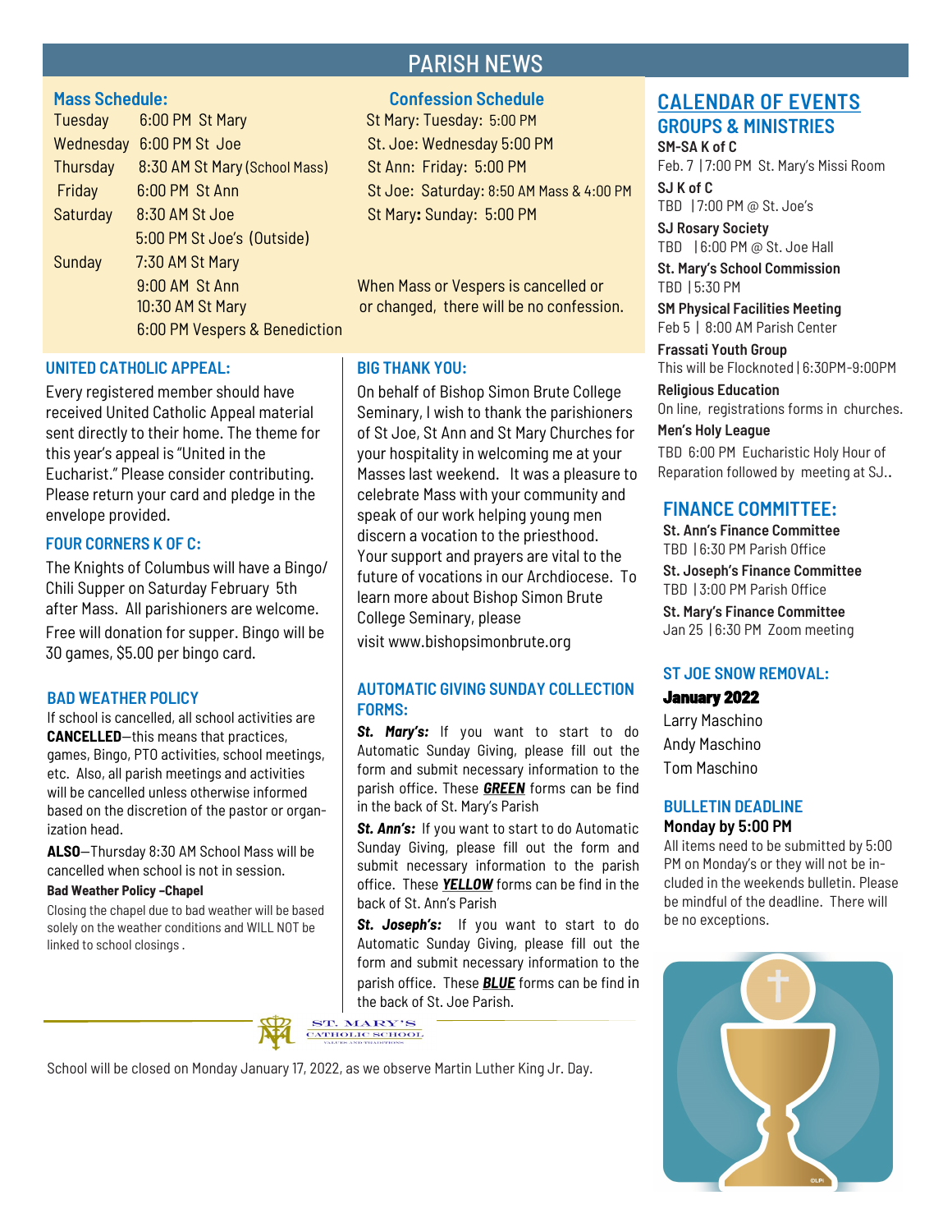# PARISH NEWS

## Mass Schedule:

| | | |
|---|---|---|
| Tuesday | 6:00 PM | St Mary |
| Wednesday | 6:00 PM | St Joe |
| Thursday | 8:30 AM | St Mary (School Mass) |
| Friday | 6:00 PM | St Ann |
| Saturday | 8:30 AM | St Joe |
| | 5:00 PM | St Joe's (Outside) |
| Sunday | 7:30 AM | St Mary |
| | 9:00 AM | St Ann |
| | 10:30 AM | St Mary |
| | 6:00 PM | Vespers & Benediction |

## Confession Schedule

St Mary: Tuesday: 5:00 PM
St. Joe: Wednesday 5:00 PM
St Ann: Friday: 5:00 PM
St Joe: Saturday: 8:50 AM Mass & 4:00 PM
St Mary: Sunday: 5:00 PM

When Mass or Vespers is cancelled or or changed, there will be no confession.

### UNITED CATHOLIC APPEAL:

Every registered member should have received United Catholic Appeal material sent directly to their home. The theme for this year's appeal is "United in the Eucharist." Please consider contributing. Please return your card and pledge in the envelope provided.

### FOUR CORNERS K OF C:

The Knights of Columbus will have a Bingo/ Chili Supper on Saturday February 5th after Mass. All parishioners are welcome. Free will donation for supper. Bingo will be 30 games, $5.00 per bingo card.

### BAD WEATHER POLICY

If school is cancelled, all school activities are **CANCELLED**—this means that practices, games, Bingo, PTO activities, school meetings, etc. Also, all parish meetings and activities will be cancelled unless otherwise informed based on the discretion of the pastor or organization head.

**ALSO**—Thursday 8:30 AM School Mass will be cancelled when school is not in session.

**Bad Weather Policy –Chapel**

Closing the chapel due to bad weather will be based solely on the weather conditions and WILL NOT be linked to school closings .

### BIG THANK YOU:

On behalf of Bishop Simon Brute College Seminary, I wish to thank the parishioners of St Joe, St Ann and St Mary Churches for your hospitality in welcoming me at your Masses last weekend. It was a pleasure to celebrate Mass with your community and speak of our work helping young men discern a vocation to the priesthood. Your support and prayers are vital to the future of vocations in our Archdiocese. To learn more about Bishop Simon Brute College Seminary, please visit www.bishopsimonbrute.org

### AUTOMATIC GIVING SUNDAY COLLECTION FORMS:

***St. Mary's:*** If you want to start to do Automatic Sunday Giving, please fill out the form and submit necessary information to the parish office. These ***GREEN*** forms can be find in the back of St. Mary's Parish

***St. Ann's:*** If you want to start to do Automatic Sunday Giving, please fill out the form and submit necessary information to the parish office. These ***YELLOW*** forms can be find in the back of St. Ann's Parish

***St. Joseph's:*** If you want to start to do Automatic Sunday Giving, please fill out the form and submit necessary information to the parish office. These ***BLUE*** forms can be find in the back of St. Joe Parish.

ST. MARY'S CATHOLIC SCHOOL

School will be closed on Monday January 17, 2022, as we observe Martin Luther King Jr. Day.

## CALENDAR OF EVENTS

### GROUPS & MINISTRIES

**SM-SA K of C**
Feb. 7 | 7:00 PM St. Mary's Missi Room

**SJ K of C**
TBD | 7:00 PM @ St. Joe's

**SJ Rosary Society**
TBD | 6:00 PM @ St. Joe Hall

**St. Mary's School Commission**
TBD | 5:30 PM

**SM Physical Facilities Meeting**
Feb 5 | 8:00 AM Parish Center

**Frassati Youth Group**
This will be Flocknoted | 6:30PM-9:00PM

**Religious Education**
On line, registrations forms in churches.

**Men's Holy League**
TBD 6:00 PM Eucharistic Holy Hour of Reparation followed by meeting at SJ..

### FINANCE COMMITTEE:

**St. Ann's Finance Committee**
TBD | 6:30 PM Parish Office

**St. Joseph's Finance Committee**
TBD | 3:00 PM Parish Office

**St. Mary's Finance Committee**
Jan 25 | 6:30 PM Zoom meeting

### ST JOE SNOW REMOVAL:

**January 2022**

Larry Maschino
Andy Maschino
Tom Maschino

### BULLETIN DEADLINE

**Monday by 5:00 PM**

All items need to be submitted by 5:00 PM on Monday's or they will not be included in the weekends bulletin. Please be mindful of the deadline. There will be no exceptions.